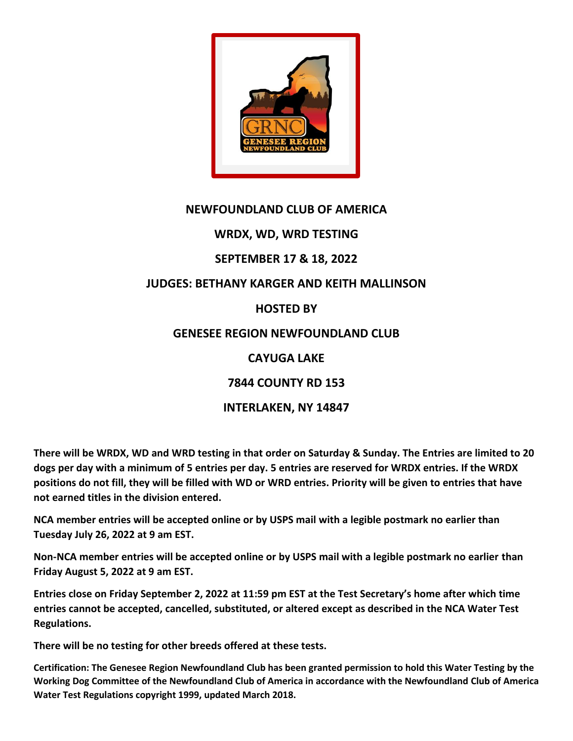# NEWFOUNDLAND CLUB OF AMERICA

## WRDX, WD, WRD TESTING

## SEPTEMBER 17 & 18, 2022

## JUDGES: BETHANY KARGER AND KEITH MALLINSON

## HOSTED BY

## GENESEE REGION NEWFOUNDLAND CLUB

## CAYUGA LAKE

## 7844 COUNTY RD 153

## INTERLAKEN, NY 14847

**There will be WRDX, WD and WRD testing in that order on Saturday & Sunday. The Entries are limited to 20 dogs per day with a minimum of 5 entries per day. 5 entries are reserved for WRDX entries. If the WRDX positions do not fill, they will be filled with WD or WRD entries. Priority will be given to entries that have not earned titles in the division entered.**

**NCA member entries will be accepted online or by USPS mail with a legible postmark no earlier than Tuesday July 26, 2022 at 9 am EST.**

**Non-NCA member entries will be accepted online or by USPS mail with a legible postmark no earlier than Friday August 5, 2022 at 9 am EST.**

**Entries close on Friday September 2, 2022 at 11:59 pm EST at the Test Secretary's home after which time entries cannot be accepted, cancelled, substituted, or altered except as described in the NCA Water Test Regulations.**

**There will be no testing for other breeds offered at these tests.**

**Certification: The Genesee Region Newfoundland Club has been granted permission to hold this Water Testing by the Working Dog Committee of the Newfoundland Club of America in accordance with the Newfoundland Club of America Water Test Regulations copyright 1999, updated March 2018.**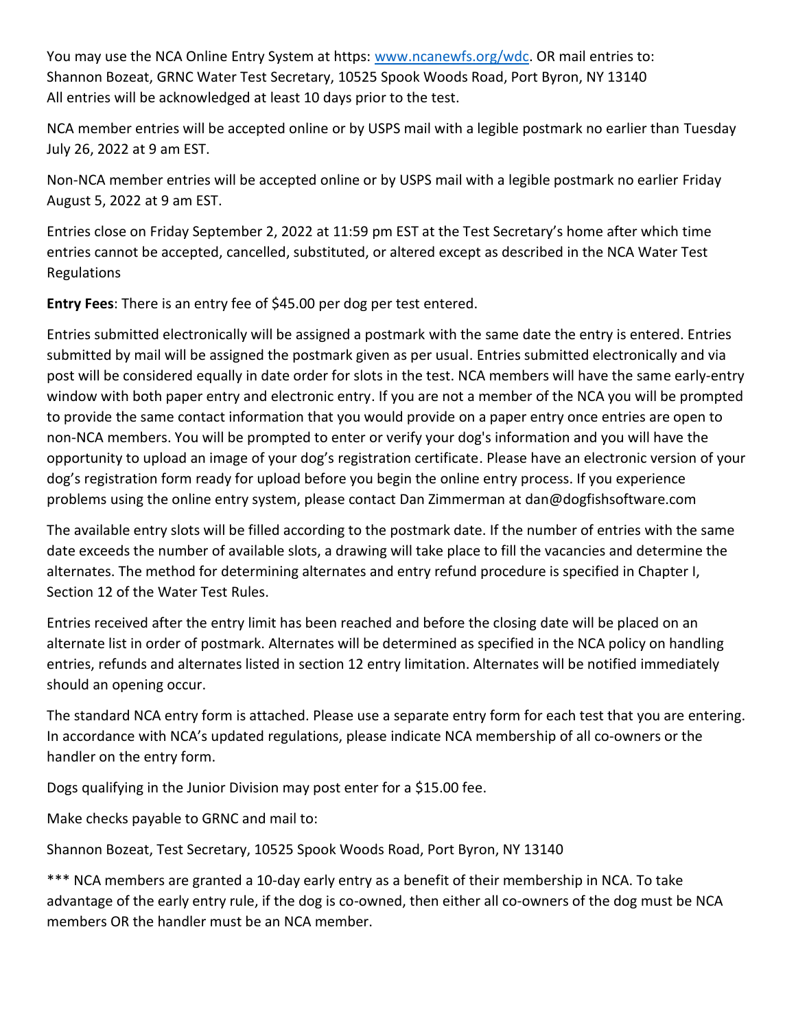You may use the NCA Online Entry System at https: www.ncanewfs.org/wdc. OR mail entries to: Shannon Bozeat, GRNC Water Test Secretary, 10525 Spook Woods Road, Port Byron, NY 13140
All entries will be acknowledged at least 10 days prior to the test.

NCA member entries will be accepted online or by USPS mail with a legible postmark no earlier than Tuesday July 26, 2022 at 9 am EST.

Non-NCA member entries will be accepted online or by USPS mail with a legible postmark no earlier Friday August 5, 2022 at 9 am EST.

Entries close on Friday September 2, 2022 at 11:59 pm EST at the Test Secretary's home after which time entries cannot be accepted, cancelled, substituted, or altered except as described in the NCA Water Test Regulations

**Entry Fees**: There is an entry fee of $45.00 per dog per test entered.

Entries submitted electronically will be assigned a postmark with the same date the entry is entered. Entries submitted by mail will be assigned the postmark given as per usual. Entries submitted electronically and via post will be considered equally in date order for slots in the test. NCA members will have the same early-entry window with both paper entry and electronic entry. If you are not a member of the NCA you will be prompted to provide the same contact information that you would provide on a paper entry once entries are open to non-NCA members. You will be prompted to enter or verify your dog's information and you will have the opportunity to upload an image of your dog's registration certificate. Please have an electronic version of your dog's registration form ready for upload before you begin the online entry process. If you experience problems using the online entry system, please contact Dan Zimmerman at dan@dogfishsoftware.com

The available entry slots will be filled according to the postmark date. If the number of entries with the same date exceeds the number of available slots, a drawing will take place to fill the vacancies and determine the alternates. The method for determining alternates and entry refund procedure is specified in Chapter I, Section 12 of the Water Test Rules.

Entries received after the entry limit has been reached and before the closing date will be placed on an alternate list in order of postmark. Alternates will be determined as specified in the NCA policy on handling entries, refunds and alternates listed in section 12 entry limitation. Alternates will be notified immediately should an opening occur.

The standard NCA entry form is attached. Please use a separate entry form for each test that you are entering. In accordance with NCA's updated regulations, please indicate NCA membership of all co-owners or the handler on the entry form.

Dogs qualifying in the Junior Division may post enter for a $15.00 fee.

Make checks payable to GRNC and mail to:

Shannon Bozeat, Test Secretary, 10525 Spook Woods Road, Port Byron, NY 13140

*** NCA members are granted a 10-day early entry as a benefit of their membership in NCA. To take advantage of the early entry rule, if the dog is co-owned, then either all co-owners of the dog must be NCA members OR the handler must be an NCA member.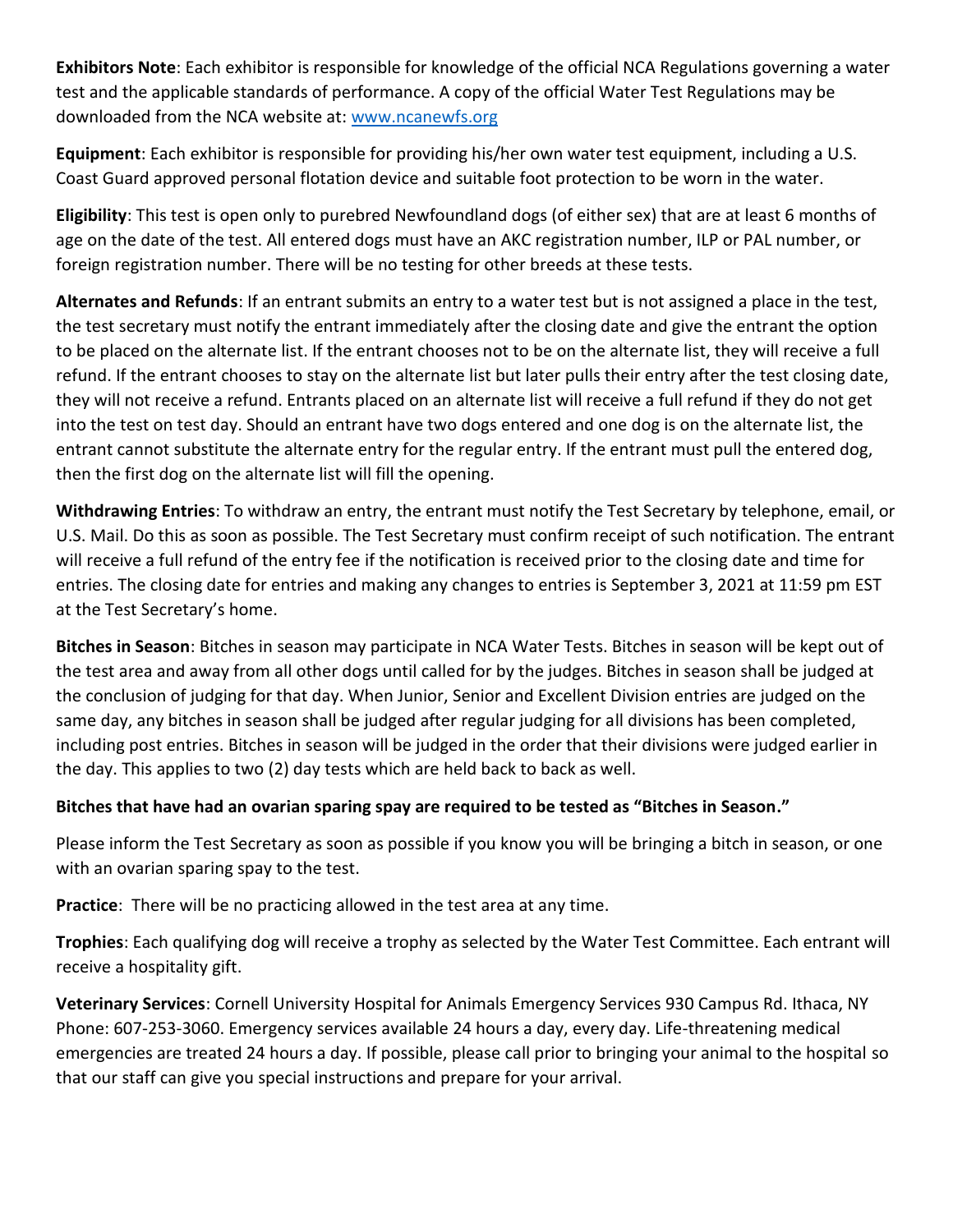**Exhibitors Note**: Each exhibitor is responsible for knowledge of the official NCA Regulations governing a water test and the applicable standards of performance. A copy of the official Water Test Regulations may be downloaded from the NCA website at: [www.ncanewfs.org](http://www.ncanewfs.org)

**Equipment**: Each exhibitor is responsible for providing his/her own water test equipment, including a U.S. Coast Guard approved personal flotation device and suitable foot protection to be worn in the water.

**Eligibility**: This test is open only to purebred Newfoundland dogs (of either sex) that are at least 6 months of age on the date of the test. All entered dogs must have an AKC registration number, ILP or PAL number, or foreign registration number. There will be no testing for other breeds at these tests.

**Alternates and Refunds**: If an entrant submits an entry to a water test but is not assigned a place in the test, the test secretary must notify the entrant immediately after the closing date and give the entrant the option to be placed on the alternate list. If the entrant chooses not to be on the alternate list, they will receive a full refund. If the entrant chooses to stay on the alternate list but later pulls their entry after the test closing date, they will not receive a refund. Entrants placed on an alternate list will receive a full refund if they do not get into the test on test day. Should an entrant have two dogs entered and one dog is on the alternate list, the entrant cannot substitute the alternate entry for the regular entry. If the entrant must pull the entered dog, then the first dog on the alternate list will fill the opening.

**Withdrawing Entries**: To withdraw an entry, the entrant must notify the Test Secretary by telephone, email, or U.S. Mail. Do this as soon as possible. The Test Secretary must confirm receipt of such notification. The entrant will receive a full refund of the entry fee if the notification is received prior to the closing date and time for entries. The closing date for entries and making any changes to entries is September 3, 2021 at 11:59 pm EST at the Test Secretary's home.

**Bitches in Season**: Bitches in season may participate in NCA Water Tests. Bitches in season will be kept out of the test area and away from all other dogs until called for by the judges. Bitches in season shall be judged at the conclusion of judging for that day. When Junior, Senior and Excellent Division entries are judged on the same day, any bitches in season shall be judged after regular judging for all divisions has been completed, including post entries. Bitches in season will be judged in the order that their divisions were judged earlier in the day. This applies to two (2) day tests which are held back to back as well.

**Bitches that have had an ovarian sparing spay are required to be tested as "Bitches in Season."**

Please inform the Test Secretary as soon as possible if you know you will be bringing a bitch in season, or one with an ovarian sparing spay to the test.

**Practice**: There will be no practicing allowed in the test area at any time.

**Trophies**: Each qualifying dog will receive a trophy as selected by the Water Test Committee. Each entrant will receive a hospitality gift.

**Veterinary Services**: Cornell University Hospital for Animals Emergency Services 930 Campus Rd. Ithaca, NY Phone: 607-253-3060. Emergency services available 24 hours a day, every day. Life-threatening medical emergencies are treated 24 hours a day. If possible, please call prior to bringing your animal to the hospital so that our staff can give you special instructions and prepare for your arrival.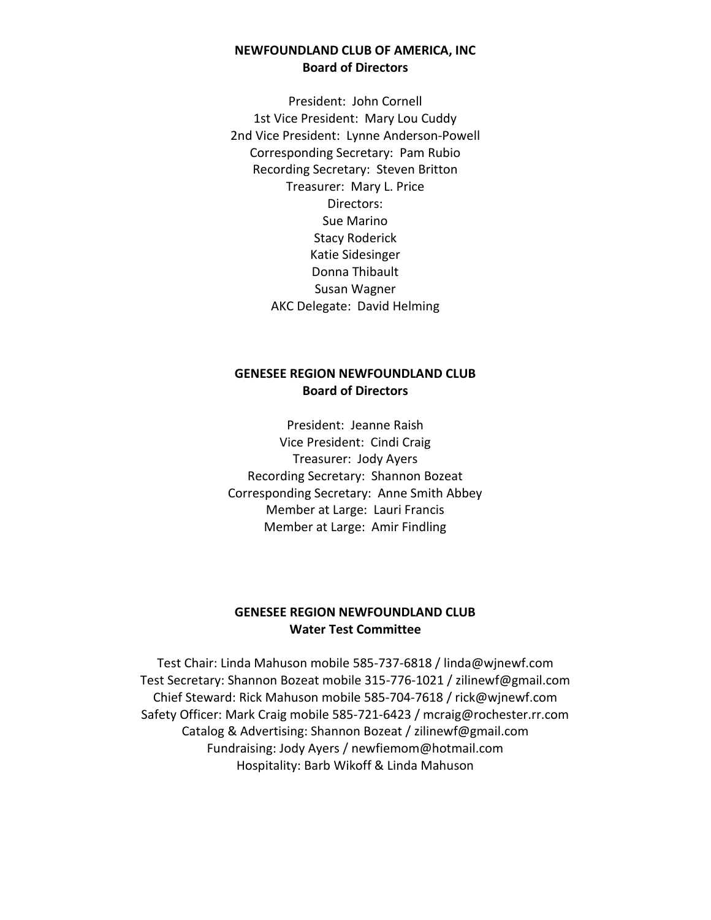## NEWFOUNDLAND CLUB OF AMERICA, INC
## Board of Directors

President: John Cornell
1st Vice President: Mary Lou Cuddy
2nd Vice President: Lynne Anderson-Powell
Corresponding Secretary: Pam Rubio
Recording Secretary: Steven Britton
Treasurer: Mary L. Price
Directors:
Sue Marino
Stacy Roderick
Katie Sidesinger
Donna Thibault
Susan Wagner
AKC Delegate: David Helming

## GENESEE REGION NEWFOUNDLAND CLUB
## Board of Directors

President: Jeanne Raish
Vice President: Cindi Craig
Treasurer: Jody Ayers
Recording Secretary: Shannon Bozeat
Corresponding Secretary: Anne Smith Abbey
Member at Large: Lauri Francis
Member at Large: Amir Findling

## GENESEE REGION NEWFOUNDLAND CLUB
## Water Test Committee

Test Chair: Linda Mahuson mobile 585-737-6818 / linda@wjnewf.com
Test Secretary: Shannon Bozeat mobile 315-776-1021 / zilinewf@gmail.com
Chief Steward: Rick Mahuson mobile 585-704-7618 / rick@wjnewf.com
Safety Officer: Mark Craig mobile 585-721-6423 / mcraig@rochester.rr.com
Catalog & Advertising: Shannon Bozeat / zilinewf@gmail.com
Fundraising: Jody Ayers / newfiemom@hotmail.com
Hospitality: Barb Wikoff & Linda Mahuson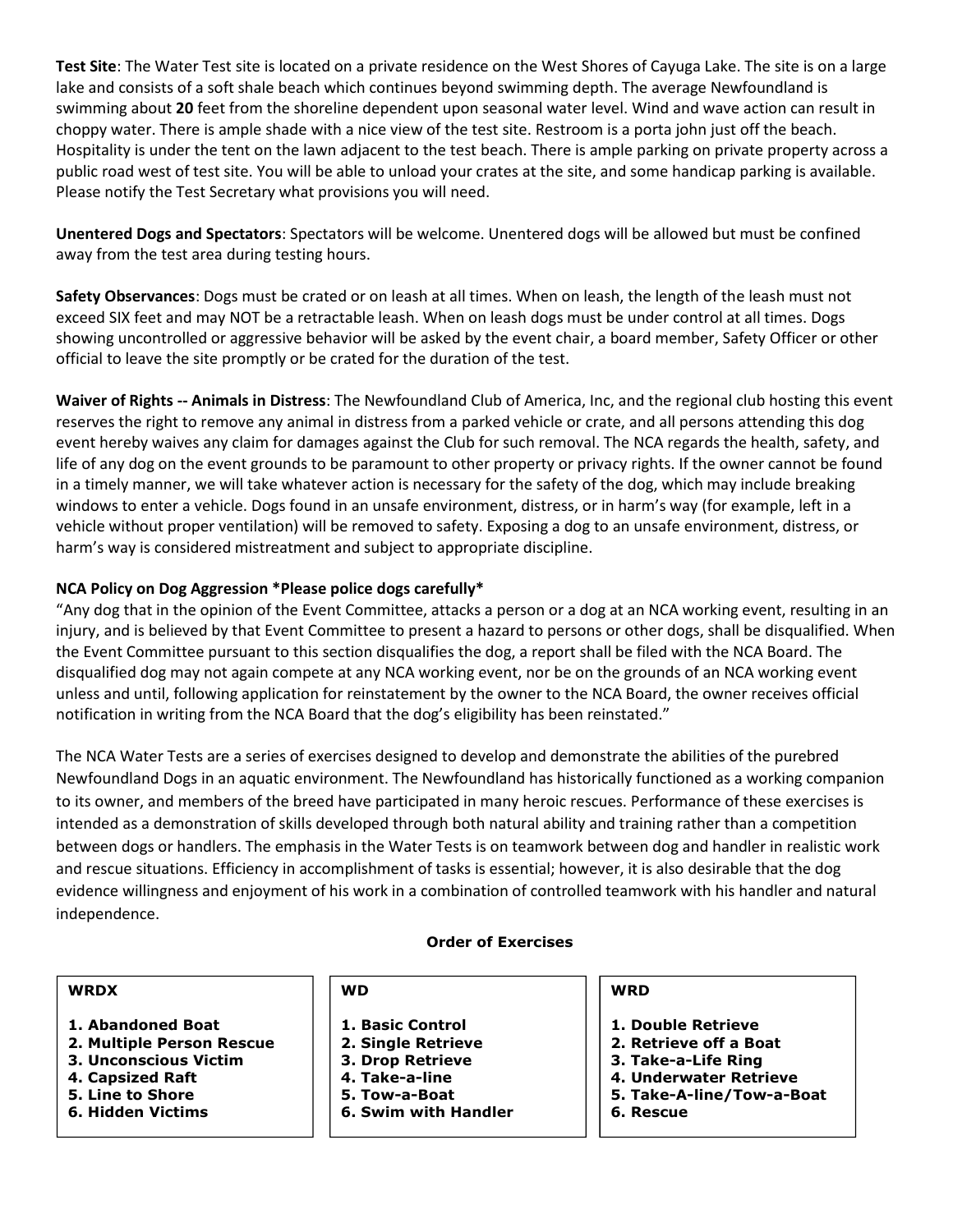**Test Site**: The Water Test site is located on a private residence on the West Shores of Cayuga Lake. The site is on a large lake and consists of a soft shale beach which continues beyond swimming depth. The average Newfoundland is swimming about **20** feet from the shoreline dependent upon seasonal water level. Wind and wave action can result in choppy water. There is ample shade with a nice view of the test site. Restroom is a porta john just off the beach. Hospitality is under the tent on the lawn adjacent to the test beach. There is ample parking on private property across a public road west of test site. You will be able to unload your crates at the site, and some handicap parking is available. Please notify the Test Secretary what provisions you will need.

**Unentered Dogs and Spectators**: Spectators will be welcome. Unentered dogs will be allowed but must be confined away from the test area during testing hours.

**Safety Observances**: Dogs must be crated or on leash at all times. When on leash, the length of the leash must not exceed SIX feet and may NOT be a retractable leash. When on leash dogs must be under control at all times. Dogs showing uncontrolled or aggressive behavior will be asked by the event chair, a board member, Safety Officer or other official to leave the site promptly or be crated for the duration of the test.

**Waiver of Rights -- Animals in Distress**: The Newfoundland Club of America, Inc, and the regional club hosting this event reserves the right to remove any animal in distress from a parked vehicle or crate, and all persons attending this dog event hereby waives any claim for damages against the Club for such removal. The NCA regards the health, safety, and life of any dog on the event grounds to be paramount to other property or privacy rights. If the owner cannot be found in a timely manner, we will take whatever action is necessary for the safety of the dog, which may include breaking windows to enter a vehicle. Dogs found in an unsafe environment, distress, or in harm's way (for example, left in a vehicle without proper ventilation) will be removed to safety. Exposing a dog to an unsafe environment, distress, or harm's way is considered mistreatment and subject to appropriate discipline.

**NCA Policy on Dog Aggression *Please police dogs carefully***

"Any dog that in the opinion of the Event Committee, attacks a person or a dog at an NCA working event, resulting in an injury, and is believed by that Event Committee to present a hazard to persons or other dogs, shall be disqualified. When the Event Committee pursuant to this section disqualifies the dog, a report shall be filed with the NCA Board. The disqualified dog may not again compete at any NCA working event, nor be on the grounds of an NCA working event unless and until, following application for reinstatement by the owner to the NCA Board, the owner receives official notification in writing from the NCA Board that the dog's eligibility has been reinstated."

The NCA Water Tests are a series of exercises designed to develop and demonstrate the abilities of the purebred Newfoundland Dogs in an aquatic environment. The Newfoundland has historically functioned as a working companion to its owner, and members of the breed have participated in many heroic rescues. Performance of these exercises is intended as a demonstration of skills developed through both natural ability and training rather than a competition between dogs or handlers. The emphasis in the Water Tests is on teamwork between dog and handler in realistic work and rescue situations. Efficiency in accomplishment of tasks is essential; however, it is also desirable that the dog evidence willingness and enjoyment of his work in a combination of controlled teamwork with his handler and natural independence.

**Order of Exercises**

| WRDX | WD | WRD |
|---|---|---|
| 1. Abandoned Boat | 1. Basic Control | 1. Double Retrieve |
| 2. Multiple Person Rescue | 2. Single Retrieve | 2. Retrieve off a Boat |
| 3. Unconscious Victim | 3. Drop Retrieve | 3. Take-a-Life Ring |
| 4. Capsized Raft | 4. Take-a-line | 4. Underwater Retrieve |
| 5. Line to Shore | 5. Tow-a-Boat | 5. Take-A-line/Tow-a-Boat |
| 6. Hidden Victims | 6. Swim with Handler | 6. Rescue |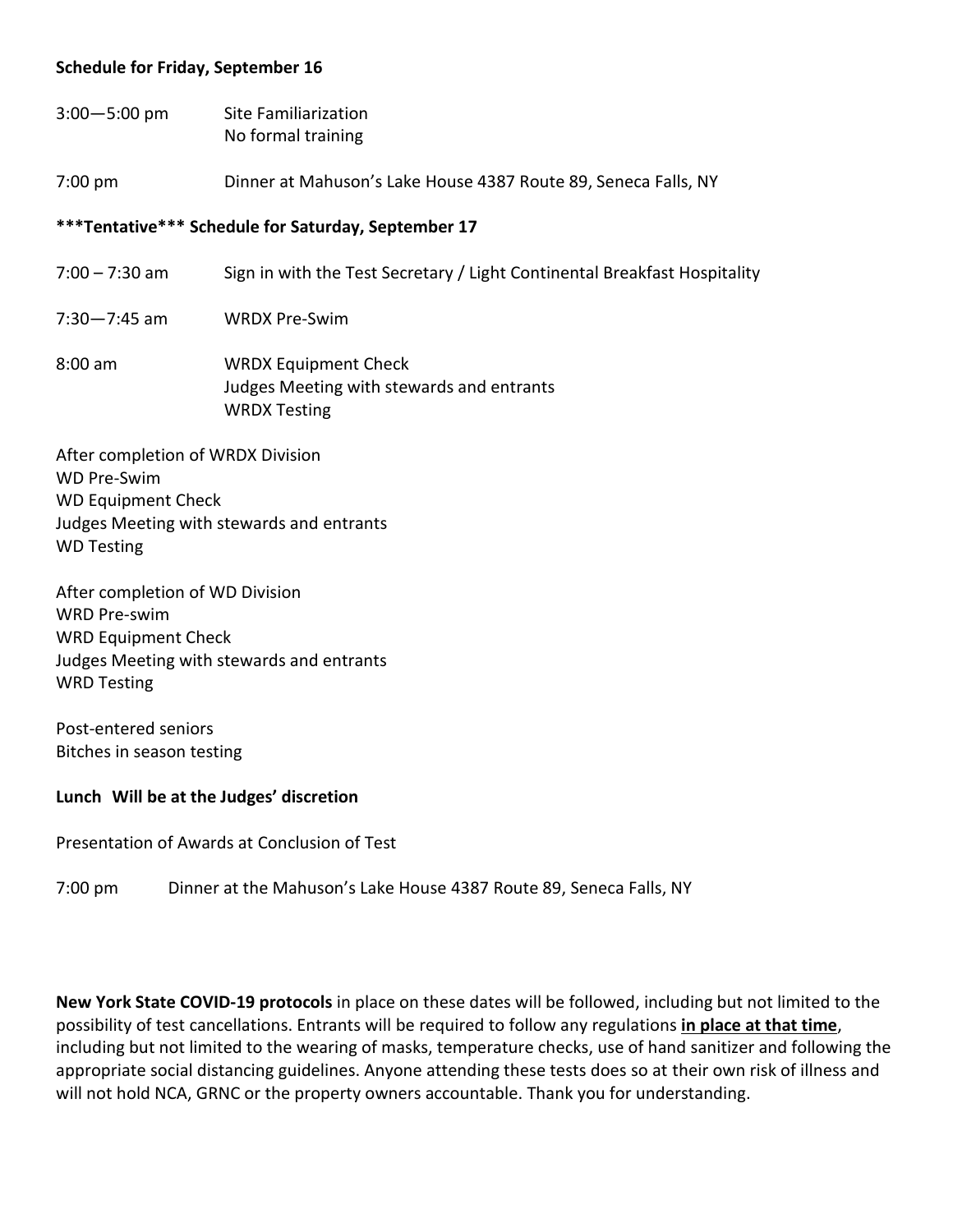**Schedule for Friday, September 16**

3:00—5:00 pm Site Familiarization
No formal training

7:00 pm Dinner at Mahuson's Lake House 4387 Route 89, Seneca Falls, NY

**\*\*\*Tentative\*\*\* Schedule for Saturday, September 17**

7:00 – 7:30 am Sign in with the Test Secretary / Light Continental Breakfast Hospitality

7:30—7:45 am WRDX Pre-Swim

8:00 am WRDX Equipment Check
Judges Meeting with stewards and entrants
WRDX Testing

After completion of WRDX Division
WD Pre-Swim
WD Equipment Check
Judges Meeting with stewards and entrants
WD Testing

After completion of WD Division
WRD Pre-swim
WRD Equipment Check
Judges Meeting with stewards and entrants
WRD Testing

Post-entered seniors
Bitches in season testing

**Lunch Will be at the Judges' discretion**

Presentation of Awards at Conclusion of Test

7:00 pm Dinner at the Mahuson's Lake House 4387 Route 89, Seneca Falls, NY

**New York State COVID-19 protocols** in place on these dates will be followed, including but not limited to the possibility of test cancellations. Entrants will be required to follow any regulations **in place at that time**, including but not limited to the wearing of masks, temperature checks, use of hand sanitizer and following the appropriate social distancing guidelines. Anyone attending these tests does so at their own risk of illness and will not hold NCA, GRNC or the property owners accountable. Thank you for understanding.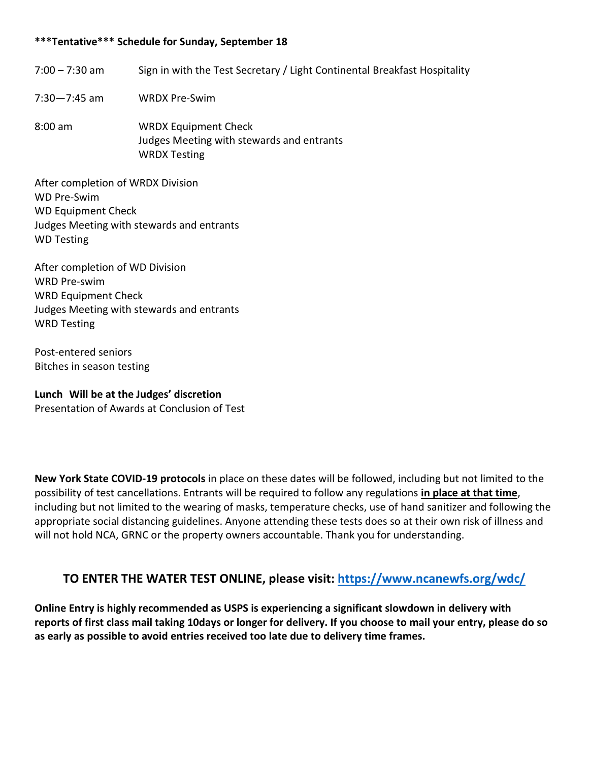**\*\*\*Tentative\*\*\* Schedule for Sunday, September 18**

7:00 – 7:30 am  Sign in with the Test Secretary / Light Continental Breakfast Hospitality

7:30—7:45 am  WRDX Pre-Swim

8:00 am  WRDX Equipment Check
Judges Meeting with stewards and entrants
WRDX Testing

After completion of WRDX Division
WD Pre-Swim
WD Equipment Check
Judges Meeting with stewards and entrants
WD Testing

After completion of WD Division
WRD Pre-swim
WRD Equipment Check
Judges Meeting with stewards and entrants
WRD Testing

Post-entered seniors
Bitches in season testing

**Lunch Will be at the Judges' discretion**
Presentation of Awards at Conclusion of Test

**New York State COVID-19 protocols** in place on these dates will be followed, including but not limited to the possibility of test cancellations. Entrants will be required to follow any regulations **in place at that time**, including but not limited to the wearing of masks, temperature checks, use of hand sanitizer and following the appropriate social distancing guidelines. Anyone attending these tests does so at their own risk of illness and will not hold NCA, GRNC or the property owners accountable. Thank you for understanding.

## TO ENTER THE WATER TEST ONLINE, please visit: https://www.ncanewfs.org/wdc/

**Online Entry is highly recommended as USPS is experiencing a significant slowdown in delivery with reports of first class mail taking 10days or longer for delivery. If you choose to mail your entry, please do so as early as possible to avoid entries received too late due to delivery time frames.**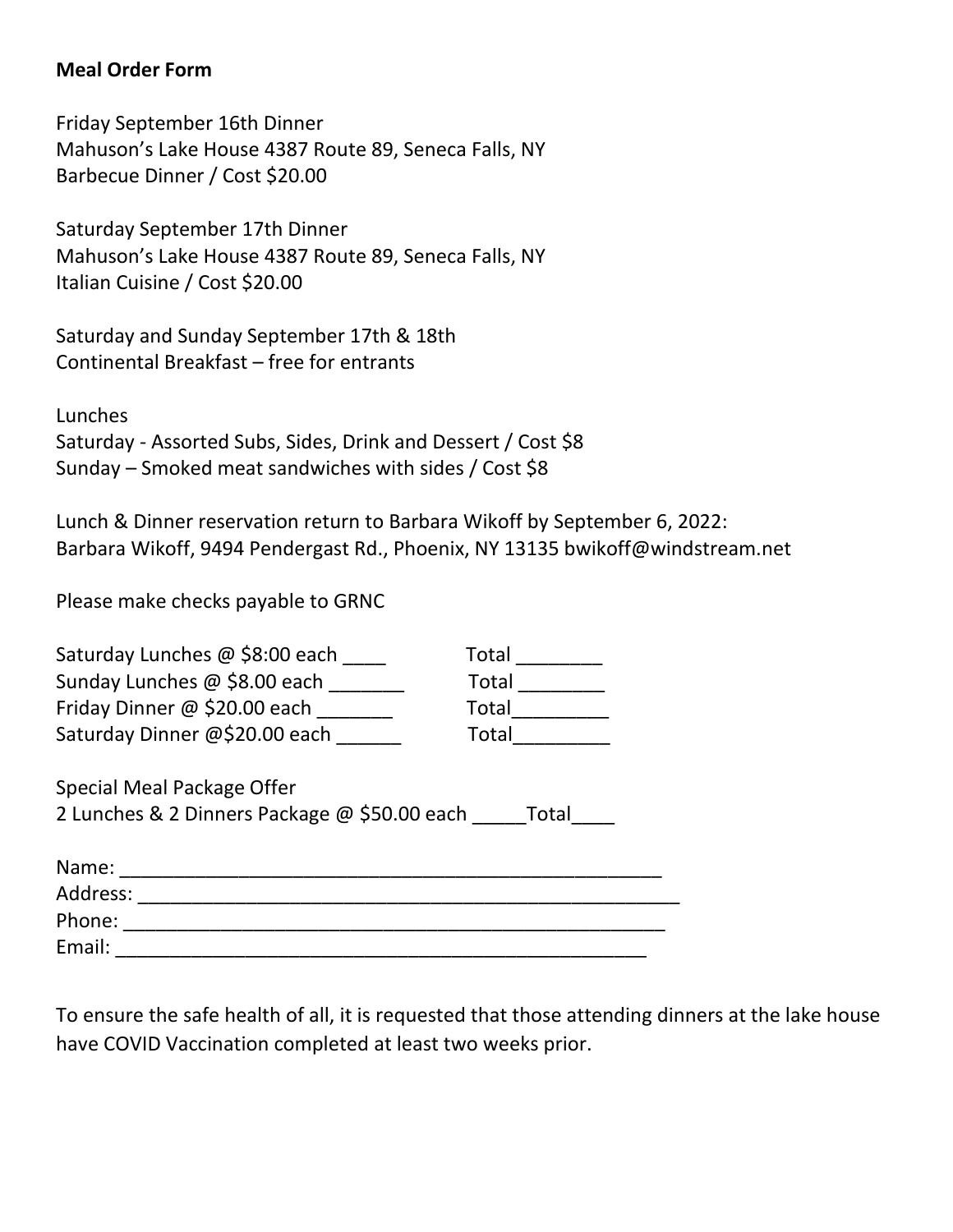**Meal Order Form**

Friday September 16th Dinner
Mahuson's Lake House 4387 Route 89, Seneca Falls, NY
Barbecue Dinner / Cost $20.00

Saturday September 17th Dinner
Mahuson's Lake House 4387 Route 89, Seneca Falls, NY
Italian Cuisine / Cost $20.00

Saturday and Sunday September 17th & 18th
Continental Breakfast – free for entrants

Lunches
Saturday - Assorted Subs, Sides, Drink and Dessert / Cost $8
Sunday – Smoked meat sandwiches with sides / Cost $8

Lunch & Dinner reservation return to Barbara Wikoff by September 6, 2022:
Barbara Wikoff, 9494 Pendergast Rd., Phoenix, NY 13135 bwikoff@windstream.net

Please make checks payable to GRNC

Saturday Lunches @ $8:00 each ____ Total ________
Sunday Lunches @ $8.00 each _______ Total ________
Friday Dinner @ $20.00 each _______ Total_________
Saturday Dinner @$20.00 each ______ Total_________

Special Meal Package Offer
2 Lunches & 2 Dinners Package @ $50.00 each _____Total____

Name: ____________________________________________________
Address: __________________________________________________
Phone: ___________________________________________________
Email: ___________________________________________________

To ensure the safe health of all, it is requested that those attending dinners at the lake house have COVID Vaccination completed at least two weeks prior.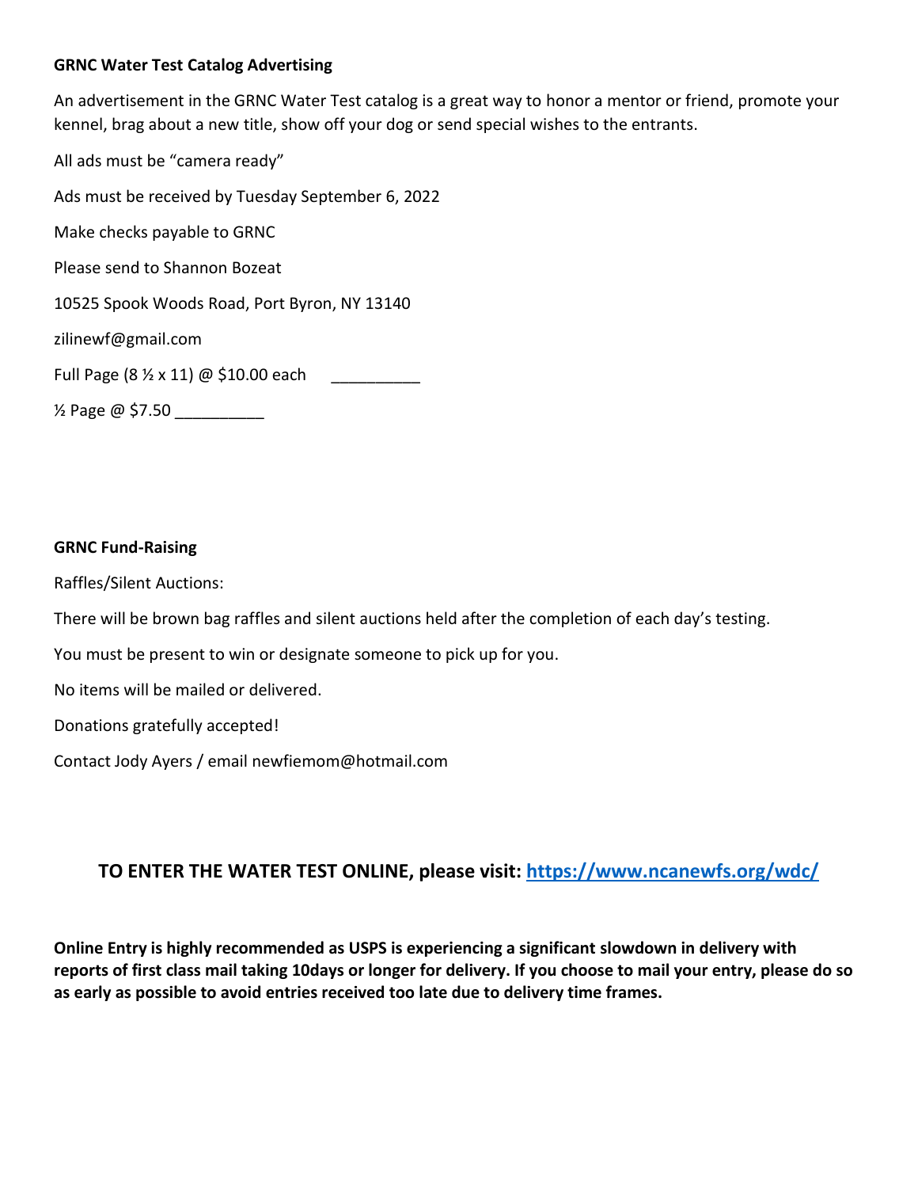**GRNC Water Test Catalog Advertising**

An advertisement in the GRNC Water Test catalog is a great way to honor a mentor or friend, promote your kennel, brag about a new title, show off your dog or send special wishes to the entrants.

All ads must be "camera ready"

Ads must be received by Tuesday September 6, 2022

Make checks payable to GRNC

Please send to Shannon Bozeat

10525 Spook Woods Road, Port Byron, NY 13140

zilinewf@gmail.com

Full Page (8 ½ x 11) @ $10.00 each __________

½ Page @ $7.50 __________

**GRNC Fund-Raising**

Raffles/Silent Auctions:

There will be brown bag raffles and silent auctions held after the completion of each day's testing.

You must be present to win or designate someone to pick up for you.

No items will be mailed or delivered.

Donations gratefully accepted!

Contact Jody Ayers / email newfiemom@hotmail.com

## TO ENTER THE WATER TEST ONLINE, please visit: [https://www.ncanewfs.org/wdc/](https://www.ncanewfs.org/wdc/)

**Online Entry is highly recommended as USPS is experiencing a significant slowdown in delivery with reports of first class mail taking 10days or longer for delivery. If you choose to mail your entry, please do so as early as possible to avoid entries received too late due to delivery time frames.**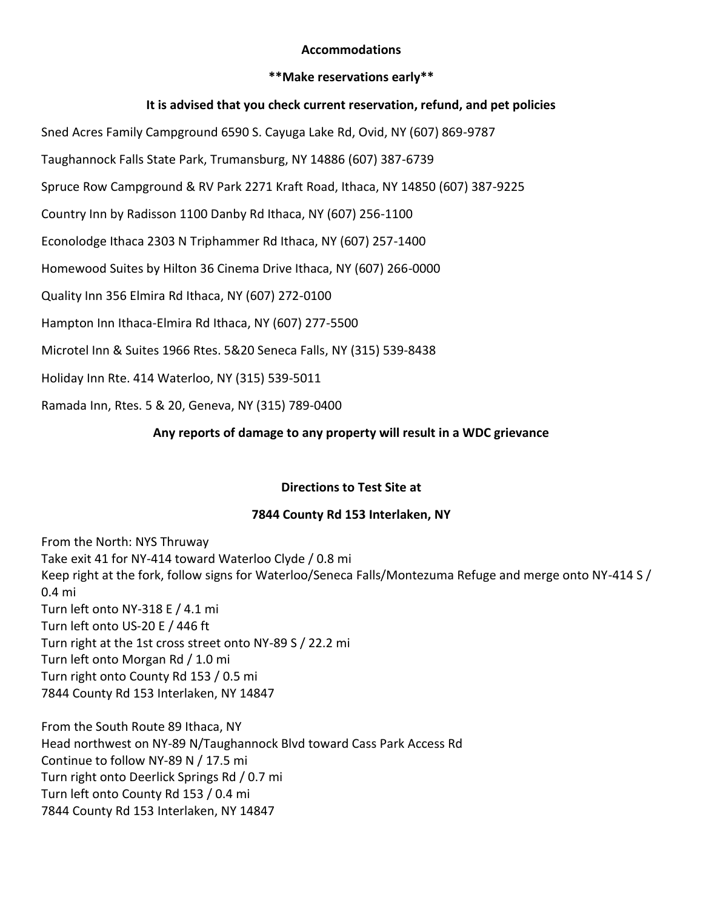**Accommodations**

****Make reservations early****

**It is advised that you check current reservation, refund, and pet policies**

Sned Acres Family Campground 6590 S. Cayuga Lake Rd, Ovid, NY (607) 869-9787

Taughannock Falls State Park, Trumansburg, NY 14886 (607) 387-6739

Spruce Row Campground & RV Park 2271 Kraft Road, Ithaca, NY 14850 (607) 387-9225

Country Inn by Radisson 1100 Danby Rd Ithaca, NY (607) 256-1100

Econolodge Ithaca 2303 N Triphammer Rd Ithaca, NY (607) 257-1400

Homewood Suites by Hilton 36 Cinema Drive Ithaca, NY (607) 266-0000

Quality Inn 356 Elmira Rd Ithaca, NY (607) 272-0100

Hampton Inn Ithaca-Elmira Rd Ithaca, NY (607) 277-5500

Microtel Inn & Suites 1966 Rtes. 5&20 Seneca Falls, NY (315) 539-8438

Holiday Inn Rte. 414 Waterloo, NY (315) 539-5011

Ramada Inn, Rtes. 5 & 20, Geneva, NY (315) 789-0400

**Any reports of damage to any property will result in a WDC grievance**

**Directions to Test Site at**

**7844 County Rd 153 Interlaken, NY**

From the North: NYS Thruway
Take exit 41 for NY-414 toward Waterloo Clyde / 0.8 mi
Keep right at the fork, follow signs for Waterloo/Seneca Falls/Montezuma Refuge and merge onto NY-414 S / 0.4 mi
Turn left onto NY-318 E / 4.1 mi
Turn left onto US-20 E / 446 ft
Turn right at the 1st cross street onto NY-89 S / 22.2 mi
Turn left onto Morgan Rd / 1.0 mi
Turn right onto County Rd 153 / 0.5 mi
7844 County Rd 153 Interlaken, NY 14847

From the South Route 89 Ithaca, NY
Head northwest on NY-89 N/Taughannock Blvd toward Cass Park Access Rd
Continue to follow NY-89 N / 17.5 mi
Turn right onto Deerlick Springs Rd / 0.7 mi
Turn left onto County Rd 153 / 0.4 mi
7844 County Rd 153 Interlaken, NY 14847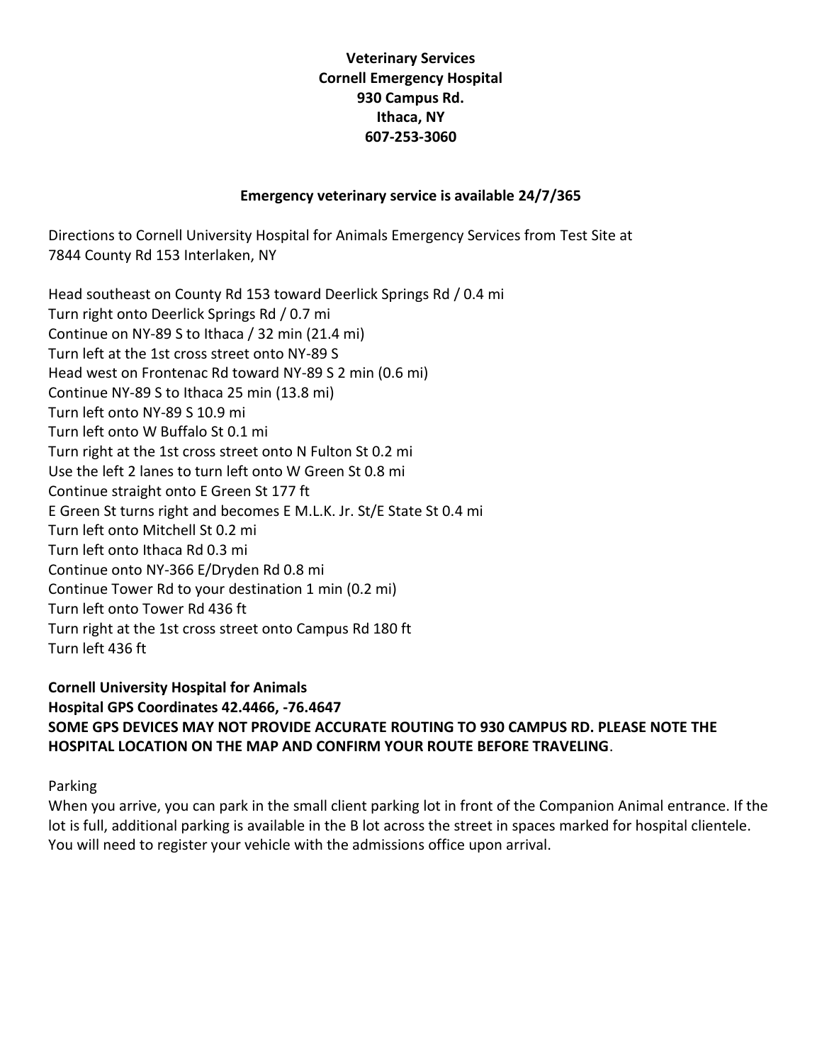**Veterinary Services**
**Cornell Emergency Hospital**
**930 Campus Rd.**
**Ithaca, NY**
**607-253-3060**

**Emergency veterinary service is available 24/7/365**

Directions to Cornell University Hospital for Animals Emergency Services from Test Site at 7844 County Rd 153 Interlaken, NY

Head southeast on County Rd 153 toward Deerlick Springs Rd / 0.4 mi
Turn right onto Deerlick Springs Rd / 0.7 mi
Continue on NY-89 S to Ithaca / 32 min (21.4 mi)
Turn left at the 1st cross street onto NY-89 S
Head west on Frontenac Rd toward NY-89 S 2 min (0.6 mi)
Continue NY-89 S to Ithaca 25 min (13.8 mi)
Turn left onto NY-89 S 10.9 mi
Turn left onto W Buffalo St 0.1 mi
Turn right at the 1st cross street onto N Fulton St 0.2 mi
Use the left 2 lanes to turn left onto W Green St 0.8 mi
Continue straight onto E Green St 177 ft
E Green St turns right and becomes E M.L.K. Jr. St/E State St 0.4 mi
Turn left onto Mitchell St 0.2 mi
Turn left onto Ithaca Rd 0.3 mi
Continue onto NY-366 E/Dryden Rd 0.8 mi
Continue Tower Rd to your destination 1 min (0.2 mi)
Turn left onto Tower Rd 436 ft
Turn right at the 1st cross street onto Campus Rd 180 ft
Turn left 436 ft

**Cornell University Hospital for Animals**
**Hospital GPS Coordinates 42.4466, -76.4647**
**SOME GPS DEVICES MAY NOT PROVIDE ACCURATE ROUTING TO 930 CAMPUS RD. PLEASE NOTE THE HOSPITAL LOCATION ON THE MAP AND CONFIRM YOUR ROUTE BEFORE TRAVELING**.

Parking
When you arrive, you can park in the small client parking lot in front of the Companion Animal entrance. If the lot is full, additional parking is available in the B lot across the street in spaces marked for hospital clientele. You will need to register your vehicle with the admissions office upon arrival.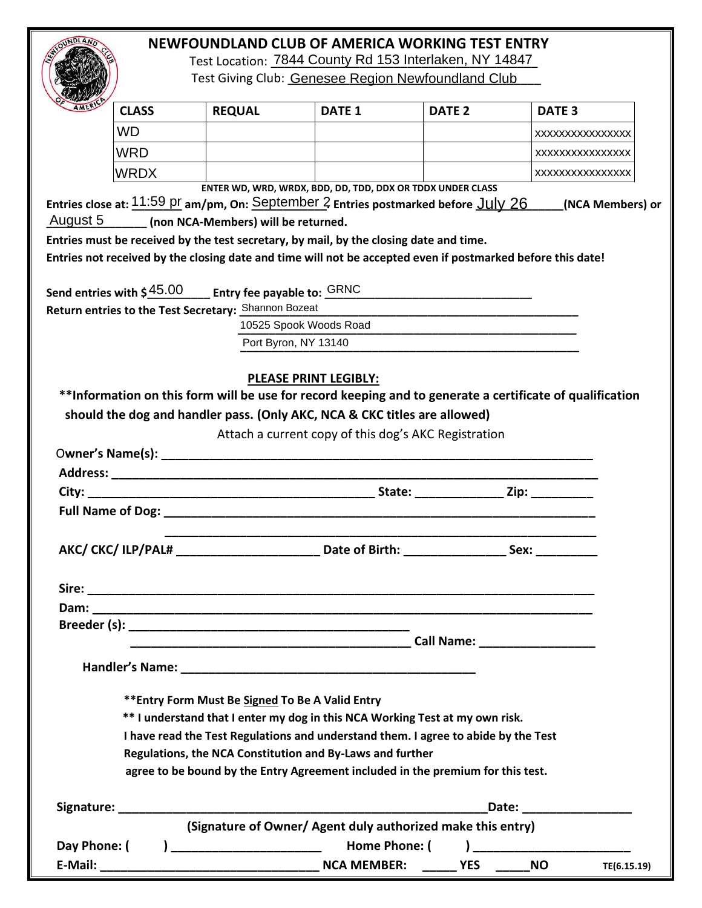# NEWFOUNDLAND CLUB OF AMERICA WORKING TEST ENTRY

Test Location: 7844 County Rd 153 Interlaken, NY 14847

Test Giving Club: Genesee Region Newfoundland Club

| CLASS | REQUAL | DATE 1 | DATE 2 | DATE 3 |
|---|---|---|---|---|
| WD | | | | xxxxxxxxxxxxxxx |
| WRD | | | | xxxxxxxxxxxxxxx |
| WRDX | | | | xxxxxxxxxxxxxxx |

**ENTER WD, WRD, WRDX, BDD, DD, TDD, DDX OR TDDX UNDER CLASS**

**Entries close at:** 11:59 pr **am/pm, On:** September 2 **Entries postmarked before** July 26 **(NCA Members) or** August 5 **(non NCA-Members) will be returned.**

**Entries must be received by the test secretary, by mail, by the closing date and time.**

**Entries not received by the closing date and time will not be accepted even if postmarked before this date!**

**Send entries with $**45.00 **Entry fee payable to:** GRNC

**Return entries to the Test Secretary:** Shannon Bozeat
10525 Spook Woods Road
Port Byron, NY 13140

**PLEASE PRINT LEGIBLY:**

**\*\*Information on this form will be use for record keeping and to generate a certificate of qualification should the dog and handler pass. (Only AKC, NCA & CKC titles are allowed)**

Attach a current copy of this dog's AKC Registration

**Owner's Name(s):** ______________________________

**Address:** ______________________________

**City:** ____________________ **State:** __________ **Zip:** __________

**Full Name of Dog:** ______________________________

______________________________

**AKC/ CKC/ ILP/PAL#** ______________ **Date of Birth:** ______________ **Sex:** __________

**Sire:** ______________________________

**Dam:** ______________________________

**Breeder (s):** ______________________________

______________________________ **Call Name:** ______________

**Handler's Name:** ______________________________

**\*\*Entry Form Must Be Signed To Be A Valid Entry**

**\*\* I understand that I enter my dog in this NCA Working Test at my own risk.**

**I have read the Test Regulations and understand them. I agree to abide by the Test Regulations, the NCA Constitution and By-Laws and further agree to be bound by the Entry Agreement included in the premium for this test.**

**Signature:** ______________________________ **Date:** ______________

**(Signature of Owner/ Agent duly authorized make this entry)**

**Day Phone: (     )** ______________ **Home Phone: (     )** ______________

**E-Mail:** ______________________________ **NCA MEMBER:** _____ **YES** _____ **NO**

TE(6.15.19)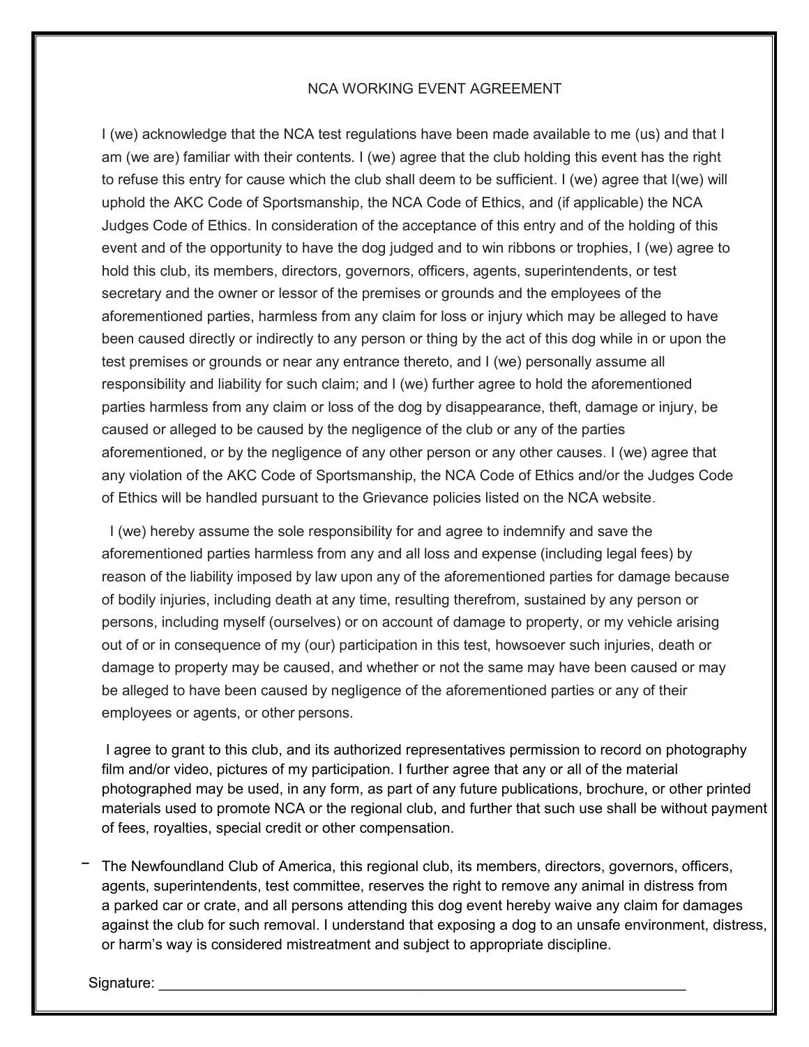# NCA WORKING EVENT AGREEMENT

I (we) acknowledge that the NCA test regulations have been made available to me (us) and that I am (we are) familiar with their contents. I (we) agree that the club holding this event has the right to refuse this entry for cause which the club shall deem to be sufficient. I (we) agree that I(we) will uphold the AKC Code of Sportsmanship, the NCA Code of Ethics, and (if applicable) the NCA Judges Code of Ethics. In consideration of the acceptance of this entry and of the holding of this event and of the opportunity to have the dog judged and to win ribbons or trophies, I (we) agree to hold this club, its members, directors, governors, officers, agents, superintendents, or test secretary and the owner or lessor of the premises or grounds and the employees of the aforementioned parties, harmless from any claim for loss or injury which may be alleged to have been caused directly or indirectly to any person or thing by the act of this dog while in or upon the test premises or grounds or near any entrance thereto, and I (we) personally assume all responsibility and liability for such claim; and I (we) further agree to hold the aforementioned parties harmless from any claim or loss of the dog by disappearance, theft, damage or injury, be caused or alleged to be caused by the negligence of the club or any of the parties aforementioned, or by the negligence of any other person or any other causes. I (we) agree that any violation of the AKC Code of Sportsmanship, the NCA Code of Ethics and/or the Judges Code of Ethics will be handled pursuant to the Grievance policies listed on the NCA website.

I (we) hereby assume the sole responsibility for and agree to indemnify and save the aforementioned parties harmless from any and all loss and expense (including legal fees) by reason of the liability imposed by law upon any of the aforementioned parties for damage because of bodily injuries, including death at any time, resulting therefrom, sustained by any person or persons, including myself (ourselves) or on account of damage to property, or my vehicle arising out of or in consequence of my (our) participation in this test, howsoever such injuries, death or damage to property may be caused, and whether or not the same may have been caused or may be alleged to have been caused by negligence of the aforementioned parties or any of their employees or agents, or other persons.

I agree to grant to this club, and its authorized representatives permission to record on photography film and/or video, pictures of my participation. I further agree that any or all of the material photographed may be used, in any form, as part of any future publications, brochure, or other printed materials used to promote NCA or the regional club, and further that such use shall be without payment of fees, royalties, special credit or other compensation.

- The Newfoundland Club of America, this regional club, its members, directors, governors, officers, agents, superintendents, test committee, reserves the right to remove any animal in distress from a parked car or crate, and all persons attending this dog event hereby waive any claim for damages against the club for such removal. I understand that exposing a dog to an unsafe environment, distress, or harm's way is considered mistreatment and subject to appropriate discipline.

Signature: ___________________________________________________________________